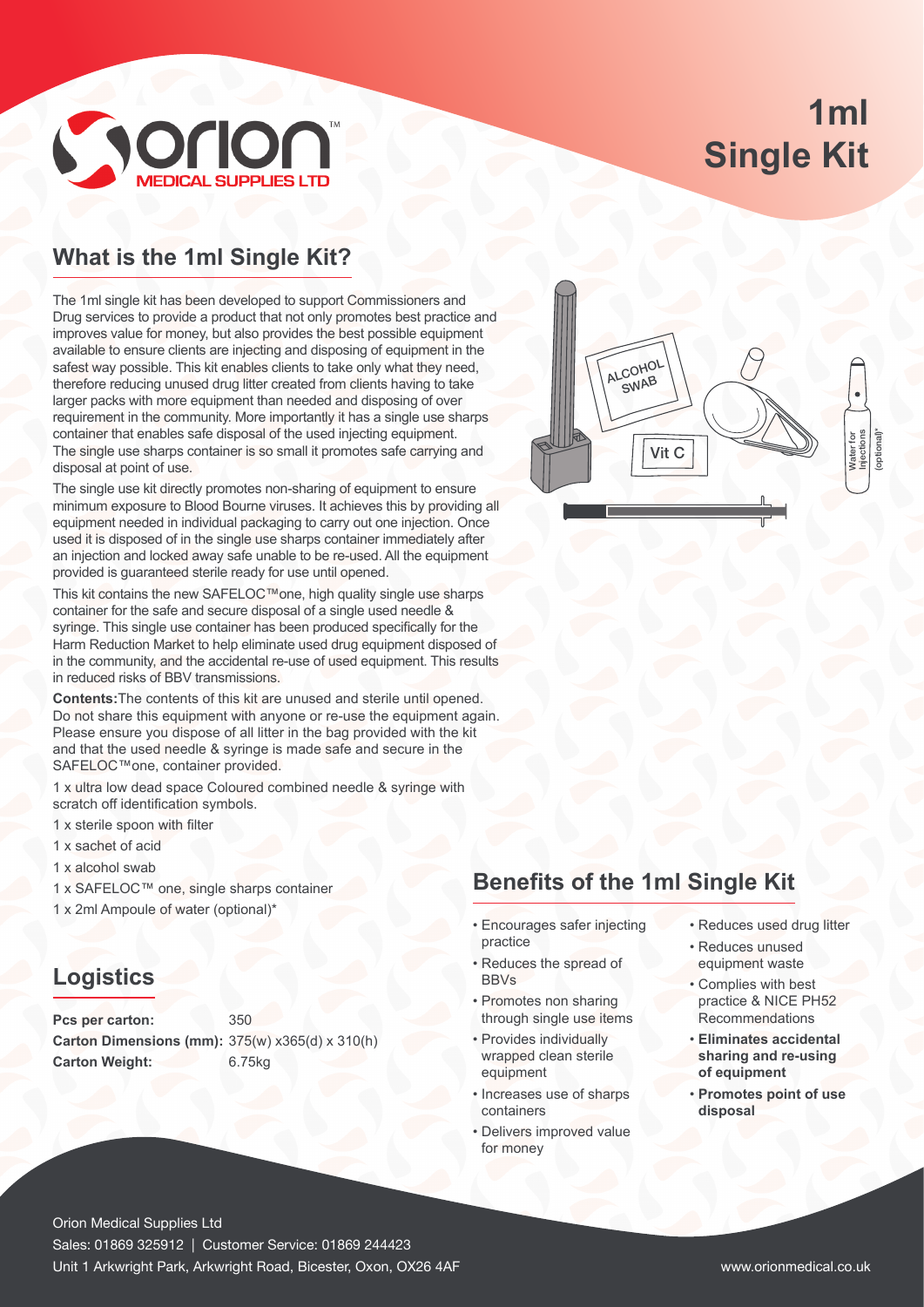# 1ml Single Kit

## What is the 1ml Single Kit?

The 1ml single kit has been developed to support Commissioners and Drug services to provide a product that not only promotes best practice and improves value for money, but also provides the best possible equipment available to ensure clients are injecting and disposing of equipment in the safest way possible. This kit enables clients to take only what they need, therefore reducing unused drug litter created from clients having to take larger packs with more equipment than needed and disposing of over requirement in the community. More importantly it has a single use sharps container that enables safe disposal of the used injecting equipment. The single use sharps container is so small it promotes safe carrying and disposal at point of use.

The single use kit directly promotes non-sharing of equipment to ensure minimum exposure to Blood Bourne viruses. It achieves this by providing all equipment needed in individual packaging to carry out one injection. Once used it is disposed of in the single use sharps container immediately after an injection and locked away safe unable to be re-used. All the equipment provided is guaranteed sterile ready for use until opened.

This kit contains the new SAFELOC™one, high quality single use sharps container for the safe and secure disposal of a single used needle & syringe. This single use container has been produced specifically for the Harm Reduction Market to help eliminate used drug equipment disposed of in the community, and the accidental re-use of used equipment. This results in reduced risks of BBV transmissions.

**Contents:** The contents of this kit are unused and sterile until opened. Do not share this equipment with anyone or re-use the equipment again. Please ensure you dispose of all litter in the bag provided with the kit and that the used needle & syringe is made safe and secure in the SAFELOC™one, container provided.

1 x ultra low dead space Coloured combined needle & syringe with scratch off identification symbols.

1 x sterile spoon with filter

1 x sachet of acid

1 x alcohol swab

1 x SAFELOC™ one, single sharps container

1 x 2ml Ampoule of water (optional)*

## Logistics

**Pcs per carton:** 350
**Carton Dimensions (mm):** 375(w) x365(d) x 310(h)
**Carton Weight:** 6.75kg

ALCOHOL SWAB

Vit C

Water for Injections (optional)*

## Benefits of the 1ml Single Kit

- Encourages safer injecting practice
- Reduces the spread of BBVs
- Promotes non sharing through single use items
- Provides individually wrapped clean sterile equipment
- Increases use of sharps containers
- Delivers improved value for money
- Reduces used drug litter
- Reduces unused equipment waste
- Complies with best practice & NICE PH52 Recommendations
- **Eliminates accidental sharing and re-using of equipment**
- **Promotes point of use disposal**

Orion Medical Supplies Ltd
Sales: 01869 325912 | Customer Service: 01869 244423
Unit 1 Arkwright Park, Arkwright Road, Bicester, Oxon, OX26 4AF

www.orionmedical.co.uk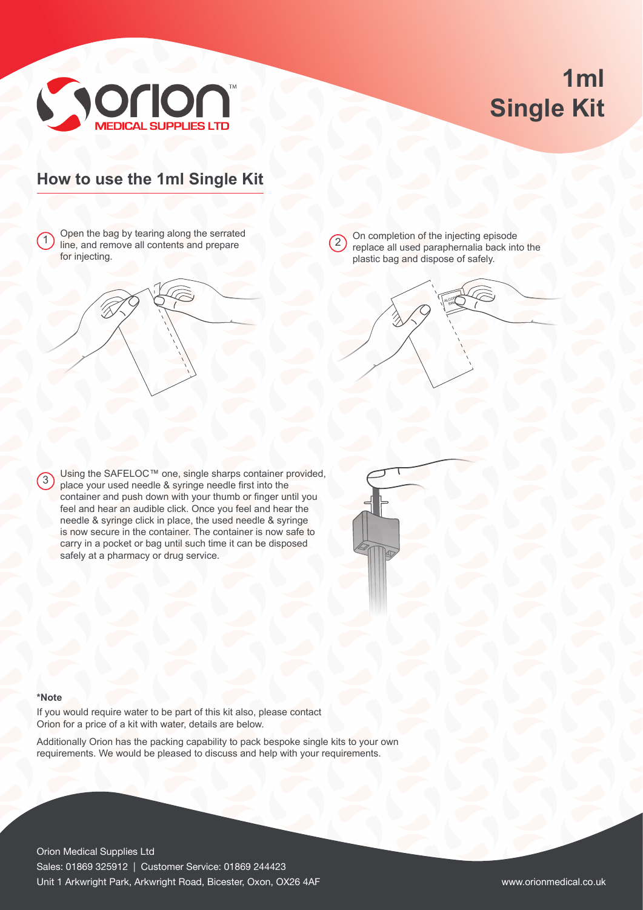# 1ml Single Kit

Orion™ MEDICAL SUPPLIES LTD

## How to use the 1ml Single Kit

1. Open the bag by tearing along the serrated line, and remove all contents and prepare for injecting.

2. On completion of the injecting episode replace all used paraphernalia back into the plastic bag and dispose of safely.

3. Using the SAFELOC™ one, single sharps container provided, place your used needle & syringe needle first into the container and push down with your thumb or finger until you feel and hear an audible click. Once you feel and hear the needle & syringe click in place, the used needle & syringe is now secure in the container. The container is now safe to carry in a pocket or bag until such time it can be disposed safely at a pharmacy or drug service.

**\*Note**

If you would require water to be part of this kit also, please contact Orion for a price of a kit with water, details are below.

Additionally Orion has the packing capability to pack bespoke single kits to your own requirements. We would be pleased to discuss and help with your requirements.

Orion Medical Supplies Ltd
Sales: 01869 325912 | Customer Service: 01869 244423
Unit 1 Arkwright Park, Arkwright Road, Bicester, Oxon, OX26 4AF

www.orionmedical.co.uk